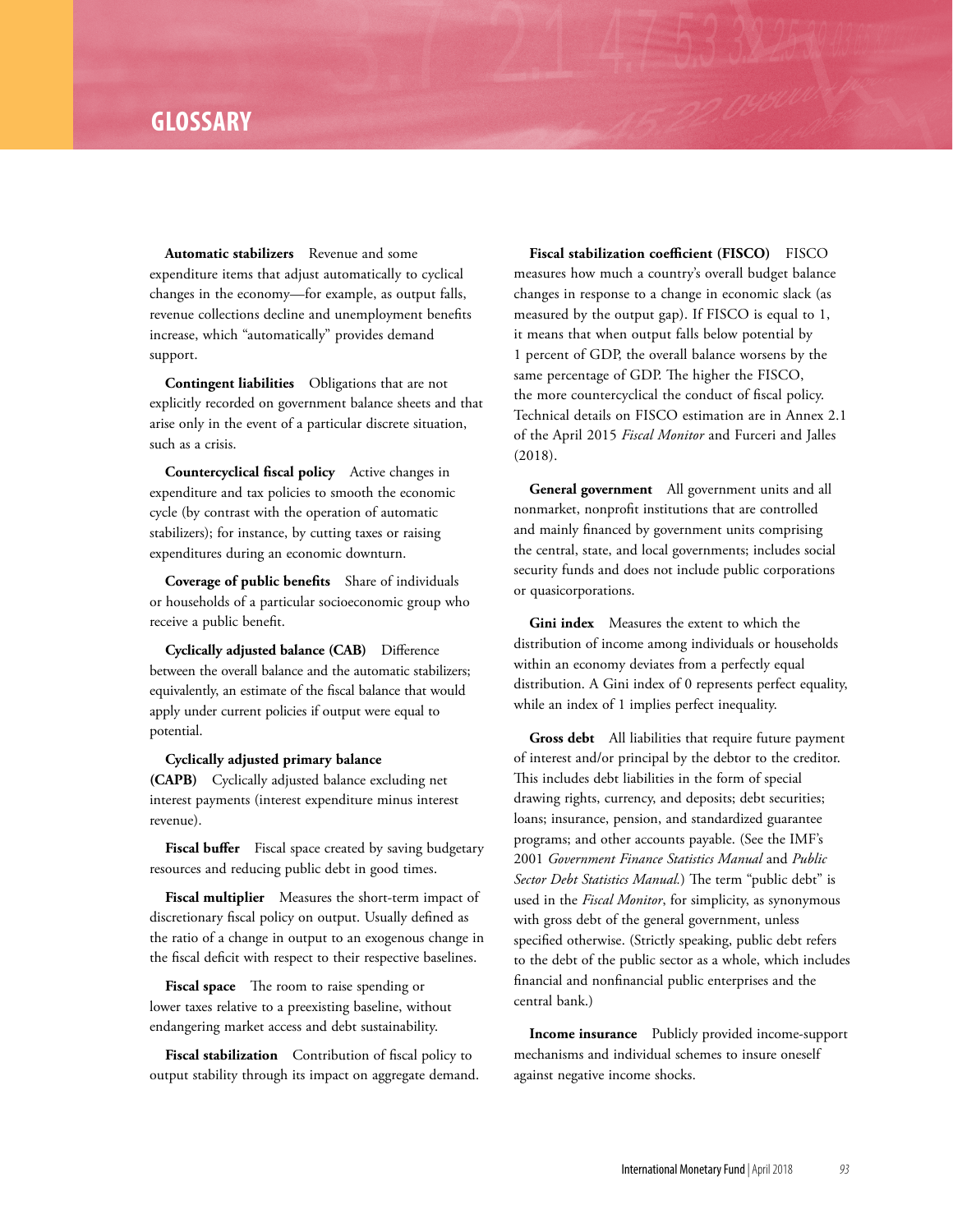# GLOSSARY

**Automatic stabilizers** Revenue and some expenditure items that adjust automatically to cyclical changes in the economy—for example, as output falls, revenue collections decline and unemployment benefits increase, which "automatically" provides demand support.

**Contingent liabilities** Obligations that are not explicitly recorded on government balance sheets and that arise only in the event of a particular discrete situation, such as a crisis.

**Countercyclical fiscal policy** Active changes in expenditure and tax policies to smooth the economic cycle (by contrast with the operation of automatic stabilizers); for instance, by cutting taxes or raising expenditures during an economic downturn.

**Coverage of public benefits** Share of individuals or households of a particular socioeconomic group who receive a public benefit.

**Cyclically adjusted balance (CAB)** Difference between the overall balance and the automatic stabilizers; equivalently, an estimate of the fiscal balance that would apply under current policies if output were equal to potential.

**Cyclically adjusted primary balance (CAPB)** Cyclically adjusted balance excluding net interest payments (interest expenditure minus interest revenue).

**Fiscal buffer** Fiscal space created by saving budgetary resources and reducing public debt in good times.

**Fiscal multiplier** Measures the short-term impact of discretionary fiscal policy on output. Usually defined as the ratio of a change in output to an exogenous change in the fiscal deficit with respect to their respective baselines.

**Fiscal space** The room to raise spending or lower taxes relative to a preexisting baseline, without endangering market access and debt sustainability.

**Fiscal stabilization** Contribution of fiscal policy to output stability through its impact on aggregate demand.

**Fiscal stabilization coefficient (FISCO)** FISCO measures how much a country's overall budget balance changes in response to a change in economic slack (as measured by the output gap). If FISCO is equal to 1, it means that when output falls below potential by 1 percent of GDP, the overall balance worsens by the same percentage of GDP. The higher the FISCO, the more countercyclical the conduct of fiscal policy. Technical details on FISCO estimation are in Annex 2.1 of the April 2015 *Fiscal Monitor* and Furceri and Jalles (2018).

**General government** All government units and all nonmarket, nonprofit institutions that are controlled and mainly financed by government units comprising the central, state, and local governments; includes social security funds and does not include public corporations or quasicorporations.

**Gini index** Measures the extent to which the distribution of income among individuals or households within an economy deviates from a perfectly equal distribution. A Gini index of 0 represents perfect equality, while an index of 1 implies perfect inequality.

**Gross debt** All liabilities that require future payment of interest and/or principal by the debtor to the creditor. This includes debt liabilities in the form of special drawing rights, currency, and deposits; debt securities; loans; insurance, pension, and standardized guarantee programs; and other accounts payable. (See the IMF's 2001 *Government Finance Statistics Manual* and *Public Sector Debt Statistics Manual.*) The term "public debt" is used in the *Fiscal Monitor*, for simplicity, as synonymous with gross debt of the general government, unless specified otherwise. (Strictly speaking, public debt refers to the debt of the public sector as a whole, which includes financial and nonfinancial public enterprises and the central bank.)

**Income insurance** Publicly provided income-support mechanisms and individual schemes to insure oneself against negative income shocks.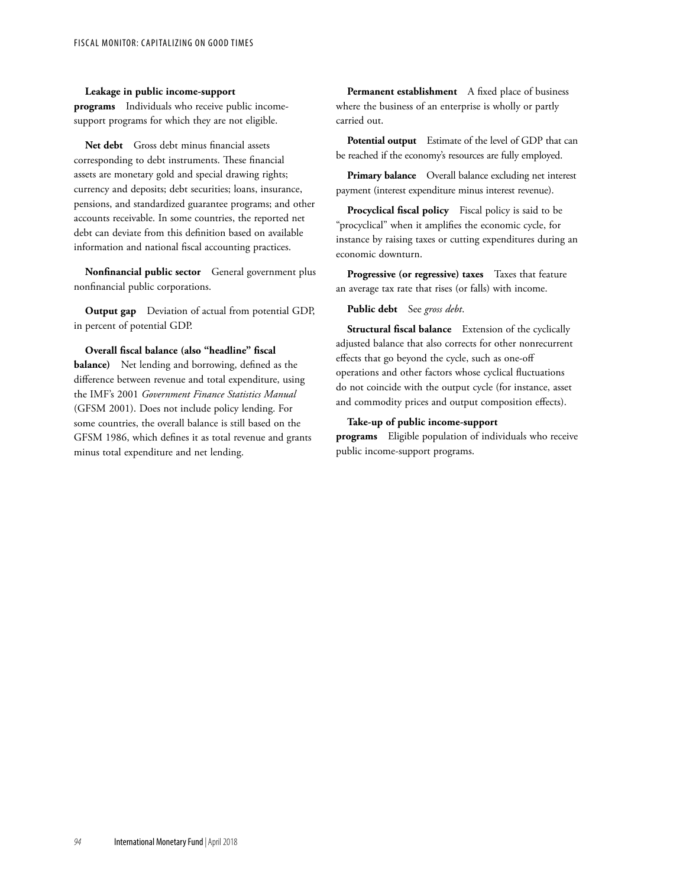**Leakage in public income-support programs** Individuals who receive public income-support programs for which they are not eligible.

**Net debt** Gross debt minus financial assets corresponding to debt instruments. These financial assets are monetary gold and special drawing rights; currency and deposits; debt securities; loans, insurance, pensions, and standardized guarantee programs; and other accounts receivable. In some countries, the reported net debt can deviate from this definition based on available information and national fiscal accounting practices.

**Nonfinancial public sector** General government plus nonfinancial public corporations.

**Output gap** Deviation of actual from potential GDP, in percent of potential GDP.

**Overall fiscal balance (also "headline" fiscal balance)** Net lending and borrowing, defined as the difference between revenue and total expenditure, using the IMF's 2001 *Government Finance Statistics Manual* (GFSM 2001). Does not include policy lending. For some countries, the overall balance is still based on the GFSM 1986, which defines it as total revenue and grants minus total expenditure and net lending.

**Permanent establishment** A fixed place of business where the business of an enterprise is wholly or partly carried out.

**Potential output** Estimate of the level of GDP that can be reached if the economy's resources are fully employed.

**Primary balance** Overall balance excluding net interest payment (interest expenditure minus interest revenue).

**Procyclical fiscal policy** Fiscal policy is said to be "procyclical" when it amplifies the economic cycle, for instance by raising taxes or cutting expenditures during an economic downturn.

**Progressive (or regressive) taxes** Taxes that feature an average tax rate that rises (or falls) with income.

**Public debt** See *gross debt*.

**Structural fiscal balance** Extension of the cyclically adjusted balance that also corrects for other nonrecurrent effects that go beyond the cycle, such as one-off operations and other factors whose cyclical fluctuations do not coincide with the output cycle (for instance, asset and commodity prices and output composition effects).

**Take-up of public income-support programs** Eligible population of individuals who receive public income-support programs.